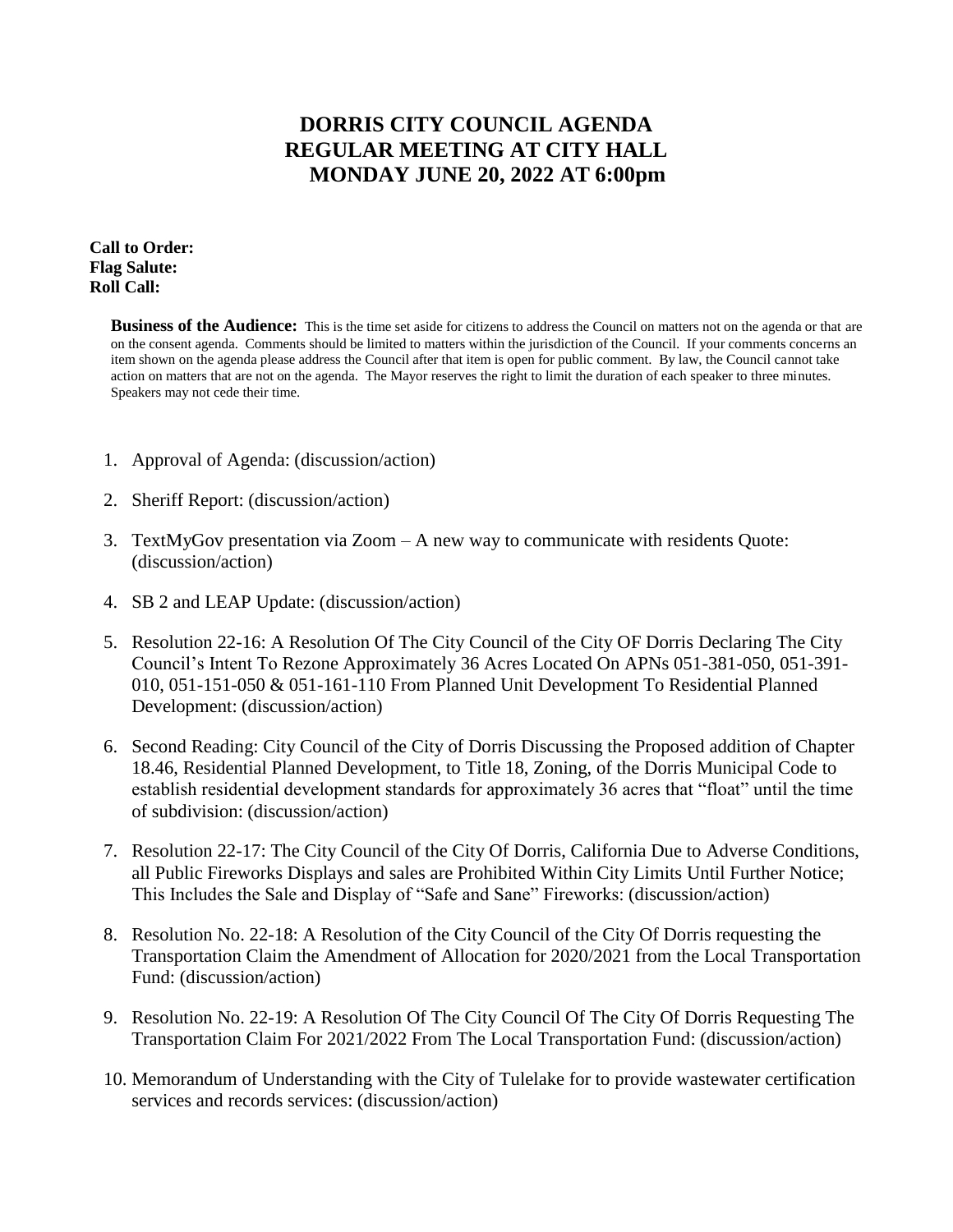# DORRIS CITY COUNCIL AGENDA
# REGULAR MEETING AT CITY HALL
# MONDAY JUNE 20, 2022 AT 6:00pm

**Call to Order:**
**Flag Salute:**
**Roll Call:**

**Business of the Audience:** This is the time set aside for citizens to address the Council on matters not on the agenda or that are on the consent agenda. Comments should be limited to matters within the jurisdiction of the Council. If your comments concerns an item shown on the agenda please address the Council after that item is open for public comment. By law, the Council cannot take action on matters that are not on the agenda. The Mayor reserves the right to limit the duration of each speaker to three minutes. Speakers may not cede their time.

1. Approval of Agenda: (discussion/action)
2. Sheriff Report: (discussion/action)
3. TextMyGov presentation via Zoom – A new way to communicate with residents Quote: (discussion/action)
4. SB 2 and LEAP Update: (discussion/action)
5. Resolution 22-16: A Resolution Of The City Council of the City OF Dorris Declaring The City Council's Intent To Rezone Approximately 36 Acres Located On APNs 051-381-050, 051-391-010, 051-151-050 & 051-161-110 From Planned Unit Development To Residential Planned Development: (discussion/action)
6. Second Reading: City Council of the City of Dorris Discussing the Proposed addition of Chapter 18.46, Residential Planned Development, to Title 18, Zoning, of the Dorris Municipal Code to establish residential development standards for approximately 36 acres that "float" until the time of subdivision: (discussion/action)
7. Resolution 22-17: The City Council of the City Of Dorris, California Due to Adverse Conditions, all Public Fireworks Displays and sales are Prohibited Within City Limits Until Further Notice; This Includes the Sale and Display of "Safe and Sane" Fireworks: (discussion/action)
8. Resolution No. 22-18: A Resolution of the City Council of the City Of Dorris requesting the Transportation Claim the Amendment of Allocation for 2020/2021 from the Local Transportation Fund: (discussion/action)
9. Resolution No. 22-19: A Resolution Of The City Council Of The City Of Dorris Requesting The Transportation Claim For 2021/2022 From The Local Transportation Fund: (discussion/action)
10. Memorandum of Understanding with the City of Tulelake for to provide wastewater certification services and records services: (discussion/action)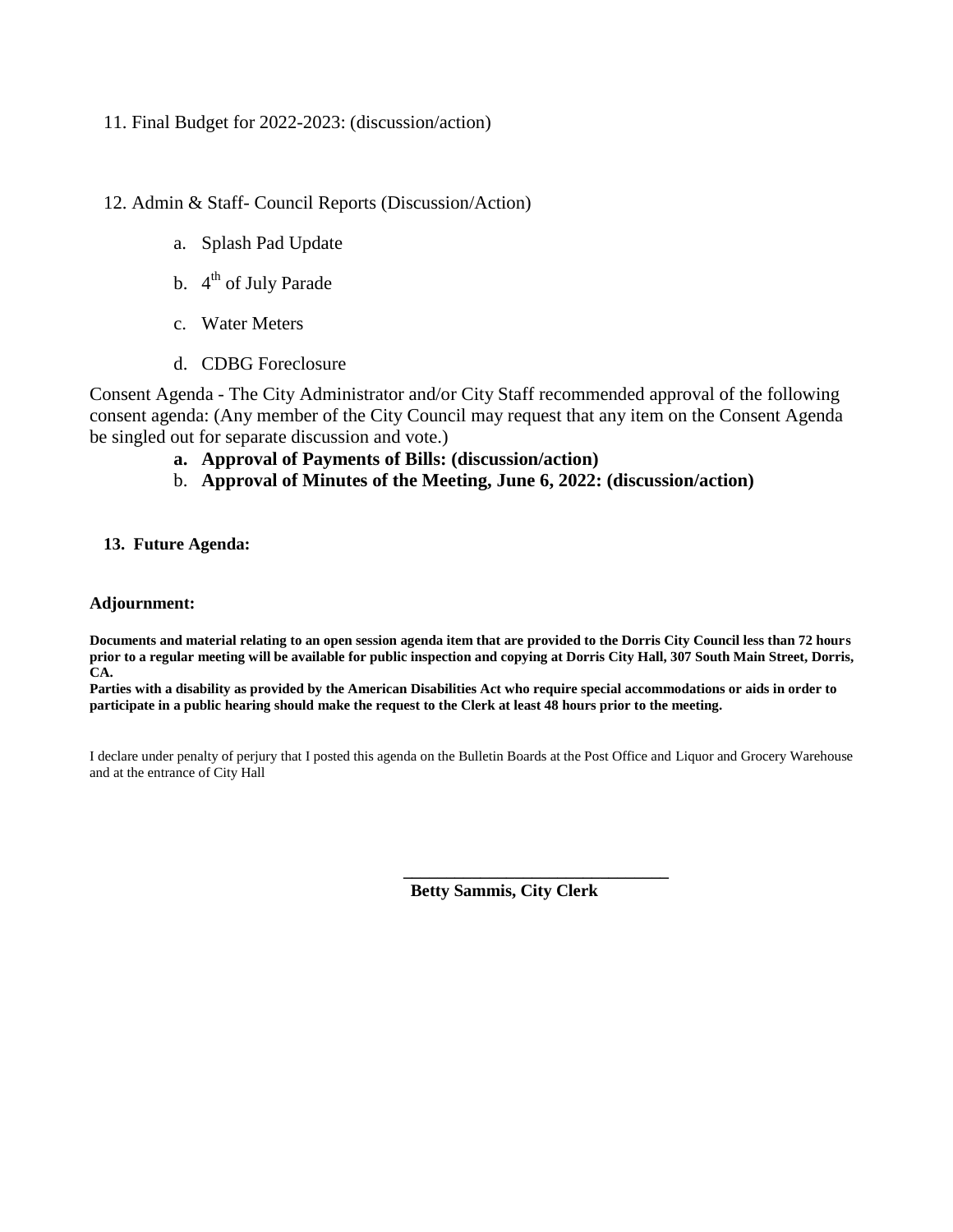11. Final Budget for 2022-2023: (discussion/action)

12. Admin & Staff- Council Reports (Discussion/Action)

   a. Splash Pad Update

   b. 4th of July Parade

   c. Water Meters

   d. CDBG Foreclosure

Consent Agenda - The City Administrator and/or City Staff recommended approval of the following consent agenda: (Any member of the City Council may request that any item on the Consent Agenda be singled out for separate discussion and vote.)

   a. **Approval of Payments of Bills: (discussion/action)**
   b. **Approval of Minutes of the Meeting, June 6, 2022: (discussion/action)**

**13. Future Agenda:**

**Adjournment:**

**Documents and material relating to an open session agenda item that are provided to the Dorris City Council less than 72 hours prior to a regular meeting will be available for public inspection and copying at Dorris City Hall, 307 South Main Street, Dorris, CA.**
**Parties with a disability as provided by the American Disabilities Act who require special accommodations or aids in order to participate in a public hearing should make the request to the Clerk at least 48 hours prior to the meeting.**

I declare under penalty of perjury that I posted this agenda on the Bulletin Boards at the Post Office and Liquor and Grocery Warehouse and at the entrance of City Hall

_______________________________

**Betty Sammis, City Clerk**